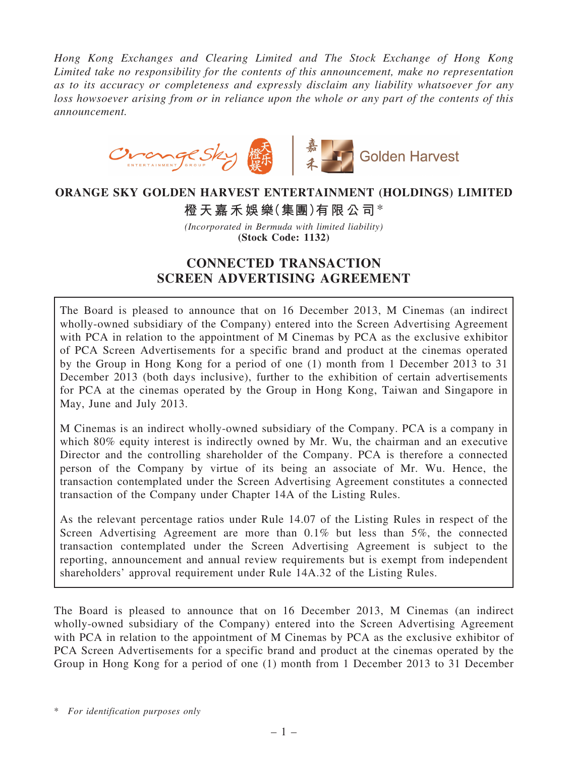*Hong Kong Exchanges and Clearing Limited and The Stock Exchange of Hong Kong Limited take no responsibility for the contents of this announcement, make no representation as to its accuracy or completeness and expressly disclaim any liability whatsoever for any loss howsoever arising from or in reliance upon the whole or any part of the contents of this announcement.*

# ORANGE SKY GOLDEN HARVEST ENTERTAINMENT (HOLDINGS) LIMITED

# 橙天嘉禾娛樂(集團)有限公司*

*(Incorporated in Bermuda with limited liability)*

**(Stock Code: 1132)**

## CONNECTED TRANSACTION
## SCREEN ADVERTISING AGREEMENT

The Board is pleased to announce that on 16 December 2013, M Cinemas (an indirect wholly-owned subsidiary of the Company) entered into the Screen Advertising Agreement with PCA in relation to the appointment of M Cinemas by PCA as the exclusive exhibitor of PCA Screen Advertisements for a specific brand and product at the cinemas operated by the Group in Hong Kong for a period of one (1) month from 1 December 2013 to 31 December 2013 (both days inclusive), further to the exhibition of certain advertisements for PCA at the cinemas operated by the Group in Hong Kong, Taiwan and Singapore in May, June and July 2013.

M Cinemas is an indirect wholly-owned subsidiary of the Company. PCA is a company in which 80% equity interest is indirectly owned by Mr. Wu, the chairman and an executive Director and the controlling shareholder of the Company. PCA is therefore a connected person of the Company by virtue of its being an associate of Mr. Wu. Hence, the transaction contemplated under the Screen Advertising Agreement constitutes a connected transaction of the Company under Chapter 14A of the Listing Rules.

As the relevant percentage ratios under Rule 14.07 of the Listing Rules in respect of the Screen Advertising Agreement are more than 0.1% but less than 5%, the connected transaction contemplated under the Screen Advertising Agreement is subject to the reporting, announcement and annual review requirements but is exempt from independent shareholders' approval requirement under Rule 14A.32 of the Listing Rules.

The Board is pleased to announce that on 16 December 2013, M Cinemas (an indirect wholly-owned subsidiary of the Company) entered into the Screen Advertising Agreement with PCA in relation to the appointment of M Cinemas by PCA as the exclusive exhibitor of PCA Screen Advertisements for a specific brand and product at the cinemas operated by the Group in Hong Kong for a period of one (1) month from 1 December 2013 to 31 December

\* *For identification purposes only*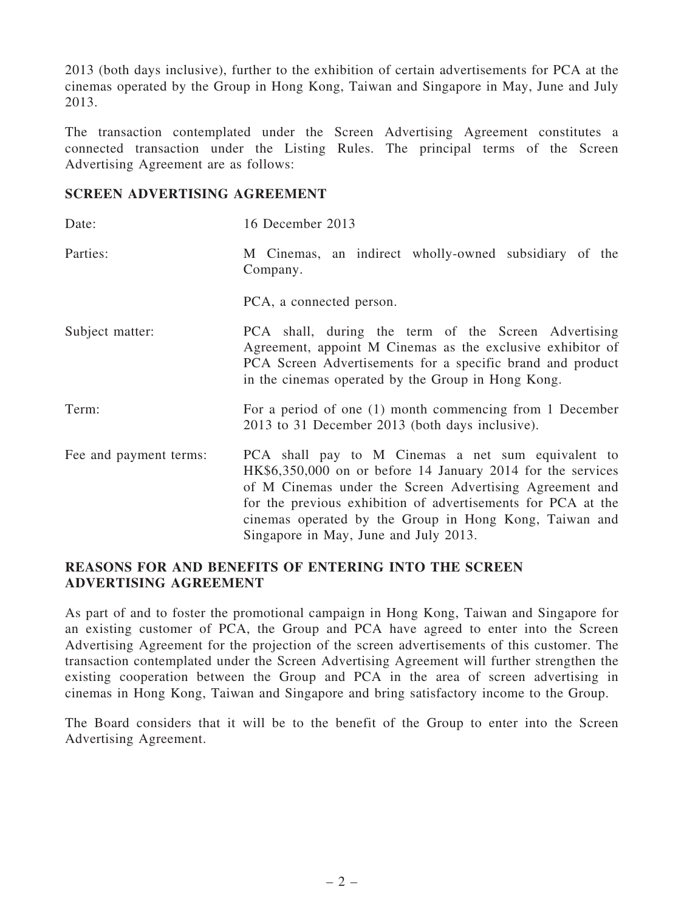2013 (both days inclusive), further to the exhibition of certain advertisements for PCA at the cinemas operated by the Group in Hong Kong, Taiwan and Singapore in May, June and July 2013.

The transaction contemplated under the Screen Advertising Agreement constitutes a connected transaction under the Listing Rules. The principal terms of the Screen Advertising Agreement are as follows:

**SCREEN ADVERTISING AGREEMENT**

| | |
|---|---|
| Date: | 16 December 2013 |
| Parties: | M Cinemas, an indirect wholly-owned subsidiary of the Company.<br><br>PCA, a connected person. |
| Subject matter: | PCA shall, during the term of the Screen Advertising Agreement, appoint M Cinemas as the exclusive exhibitor of PCA Screen Advertisements for a specific brand and product in the cinemas operated by the Group in Hong Kong. |
| Term: | For a period of one (1) month commencing from 1 December 2013 to 31 December 2013 (both days inclusive). |
| Fee and payment terms: | PCA shall pay to M Cinemas a net sum equivalent to HK$6,350,000 on or before 14 January 2014 for the services of M Cinemas under the Screen Advertising Agreement and for the previous exhibition of advertisements for PCA at the cinemas operated by the Group in Hong Kong, Taiwan and Singapore in May, June and July 2013. |

**REASONS FOR AND BENEFITS OF ENTERING INTO THE SCREEN ADVERTISING AGREEMENT**

As part of and to foster the promotional campaign in Hong Kong, Taiwan and Singapore for an existing customer of PCA, the Group and PCA have agreed to enter into the Screen Advertising Agreement for the projection of the screen advertisements of this customer. The transaction contemplated under the Screen Advertising Agreement will further strengthen the existing cooperation between the Group and PCA in the area of screen advertising in cinemas in Hong Kong, Taiwan and Singapore and bring satisfactory income to the Group.

The Board considers that it will be to the benefit of the Group to enter into the Screen Advertising Agreement.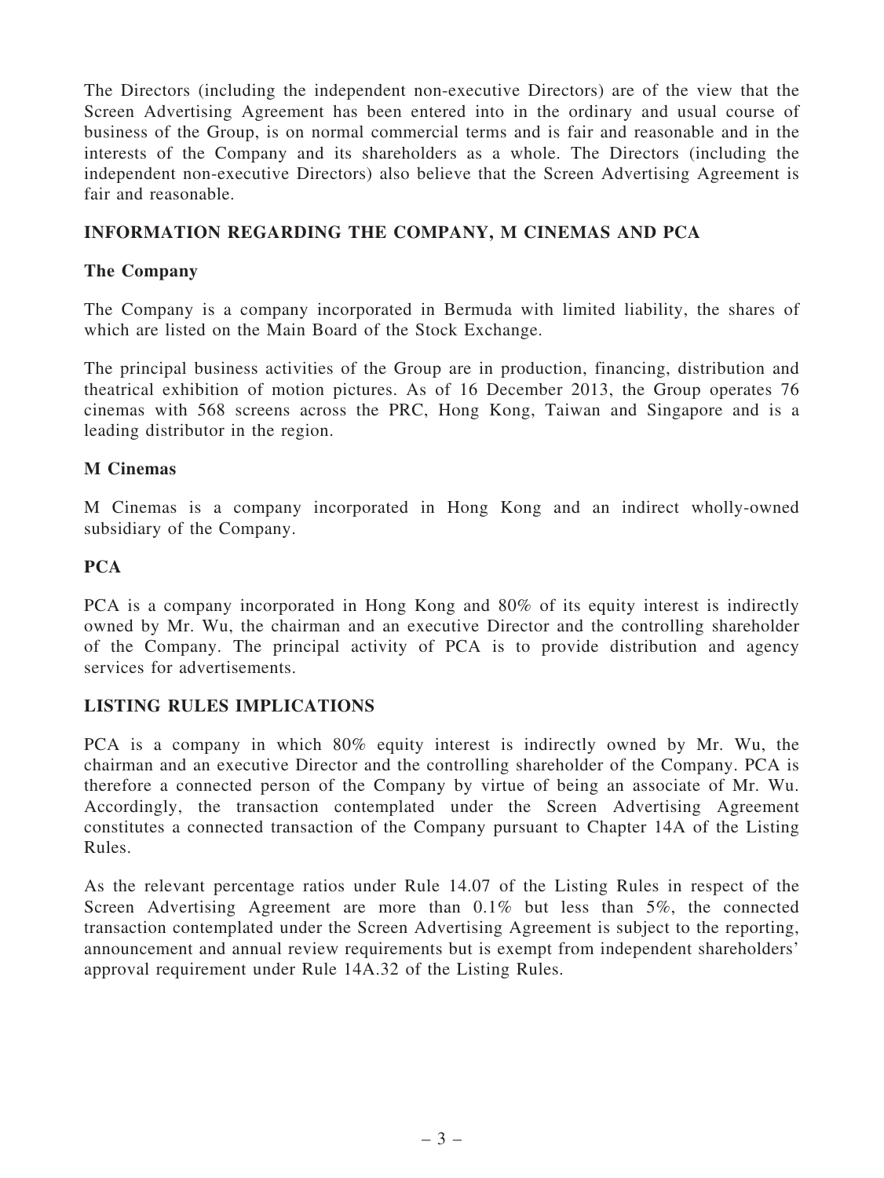The Directors (including the independent non-executive Directors) are of the view that the Screen Advertising Agreement has been entered into in the ordinary and usual course of business of the Group, is on normal commercial terms and is fair and reasonable and in the interests of the Company and its shareholders as a whole. The Directors (including the independent non-executive Directors) also believe that the Screen Advertising Agreement is fair and reasonable.

## INFORMATION REGARDING THE COMPANY, M CINEMAS AND PCA

### The Company

The Company is a company incorporated in Bermuda with limited liability, the shares of which are listed on the Main Board of the Stock Exchange.

The principal business activities of the Group are in production, financing, distribution and theatrical exhibition of motion pictures. As of 16 December 2013, the Group operates 76 cinemas with 568 screens across the PRC, Hong Kong, Taiwan and Singapore and is a leading distributor in the region.

### M Cinemas

M Cinemas is a company incorporated in Hong Kong and an indirect wholly-owned subsidiary of the Company.

### PCA

PCA is a company incorporated in Hong Kong and 80% of its equity interest is indirectly owned by Mr. Wu, the chairman and an executive Director and the controlling shareholder of the Company. The principal activity of PCA is to provide distribution and agency services for advertisements.

## LISTING RULES IMPLICATIONS

PCA is a company in which 80% equity interest is indirectly owned by Mr. Wu, the chairman and an executive Director and the controlling shareholder of the Company. PCA is therefore a connected person of the Company by virtue of being an associate of Mr. Wu. Accordingly, the transaction contemplated under the Screen Advertising Agreement constitutes a connected transaction of the Company pursuant to Chapter 14A of the Listing Rules.

As the relevant percentage ratios under Rule 14.07 of the Listing Rules in respect of the Screen Advertising Agreement are more than 0.1% but less than 5%, the connected transaction contemplated under the Screen Advertising Agreement is subject to the reporting, announcement and annual review requirements but is exempt from independent shareholders' approval requirement under Rule 14A.32 of the Listing Rules.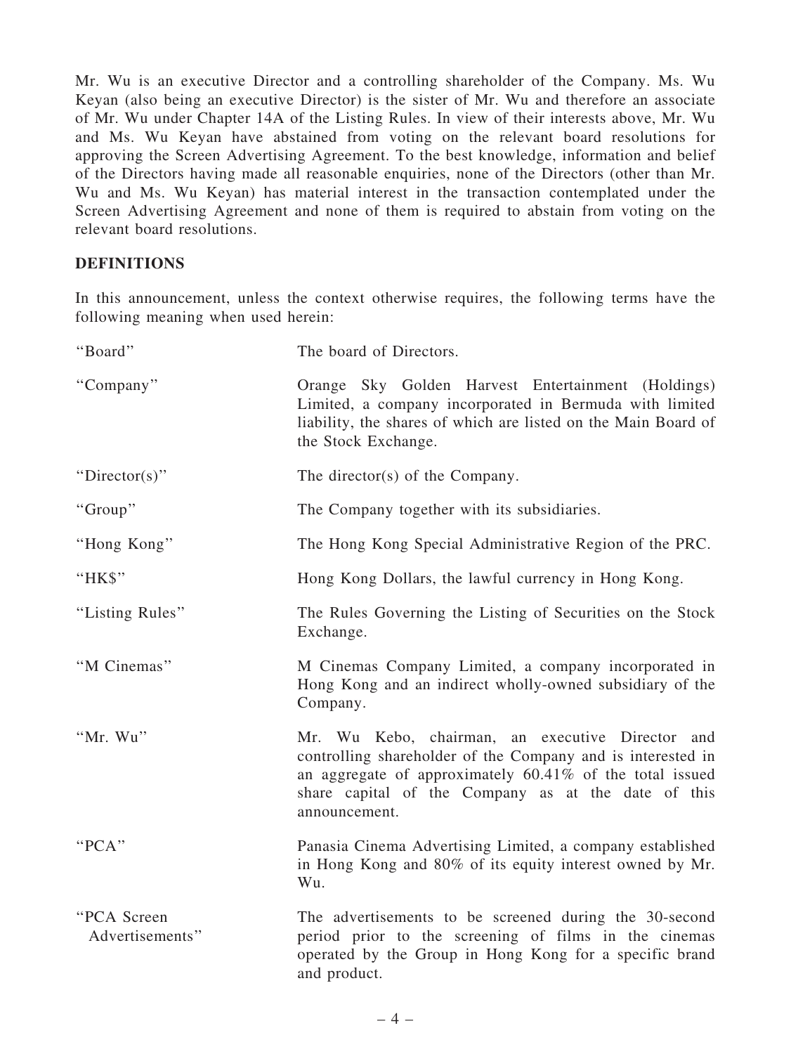Mr. Wu is an executive Director and a controlling shareholder of the Company. Ms. Wu Keyan (also being an executive Director) is the sister of Mr. Wu and therefore an associate of Mr. Wu under Chapter 14A of the Listing Rules. In view of their interests above, Mr. Wu and Ms. Wu Keyan have abstained from voting on the relevant board resolutions for approving the Screen Advertising Agreement. To the best knowledge, information and belief of the Directors having made all reasonable enquiries, none of the Directors (other than Mr. Wu and Ms. Wu Keyan) has material interest in the transaction contemplated under the Screen Advertising Agreement and none of them is required to abstain from voting on the relevant board resolutions.

## DEFINITIONS

In this announcement, unless the context otherwise requires, the following terms have the following meaning when used herein:

| | |
|---|---|
| "Board" | The board of Directors. |
| "Company" | Orange Sky Golden Harvest Entertainment (Holdings) Limited, a company incorporated in Bermuda with limited liability, the shares of which are listed on the Main Board of the Stock Exchange. |
| "Director(s)" | The director(s) of the Company. |
| "Group" | The Company together with its subsidiaries. |
| "Hong Kong" | The Hong Kong Special Administrative Region of the PRC. |
| "HK$" | Hong Kong Dollars, the lawful currency in Hong Kong. |
| "Listing Rules" | The Rules Governing the Listing of Securities on the Stock Exchange. |
| "M Cinemas" | M Cinemas Company Limited, a company incorporated in Hong Kong and an indirect wholly-owned subsidiary of the Company. |
| "Mr. Wu" | Mr. Wu Kebo, chairman, an executive Director and controlling shareholder of the Company and is interested in an aggregate of approximately 60.41% of the total issued share capital of the Company as at the date of this announcement. |
| "PCA" | Panasia Cinema Advertising Limited, a company established in Hong Kong and 80% of its equity interest owned by Mr. Wu. |
| "PCA Screen Advertisements" | The advertisements to be screened during the 30-second period prior to the screening of films in the cinemas operated by the Group in Hong Kong for a specific brand and product. |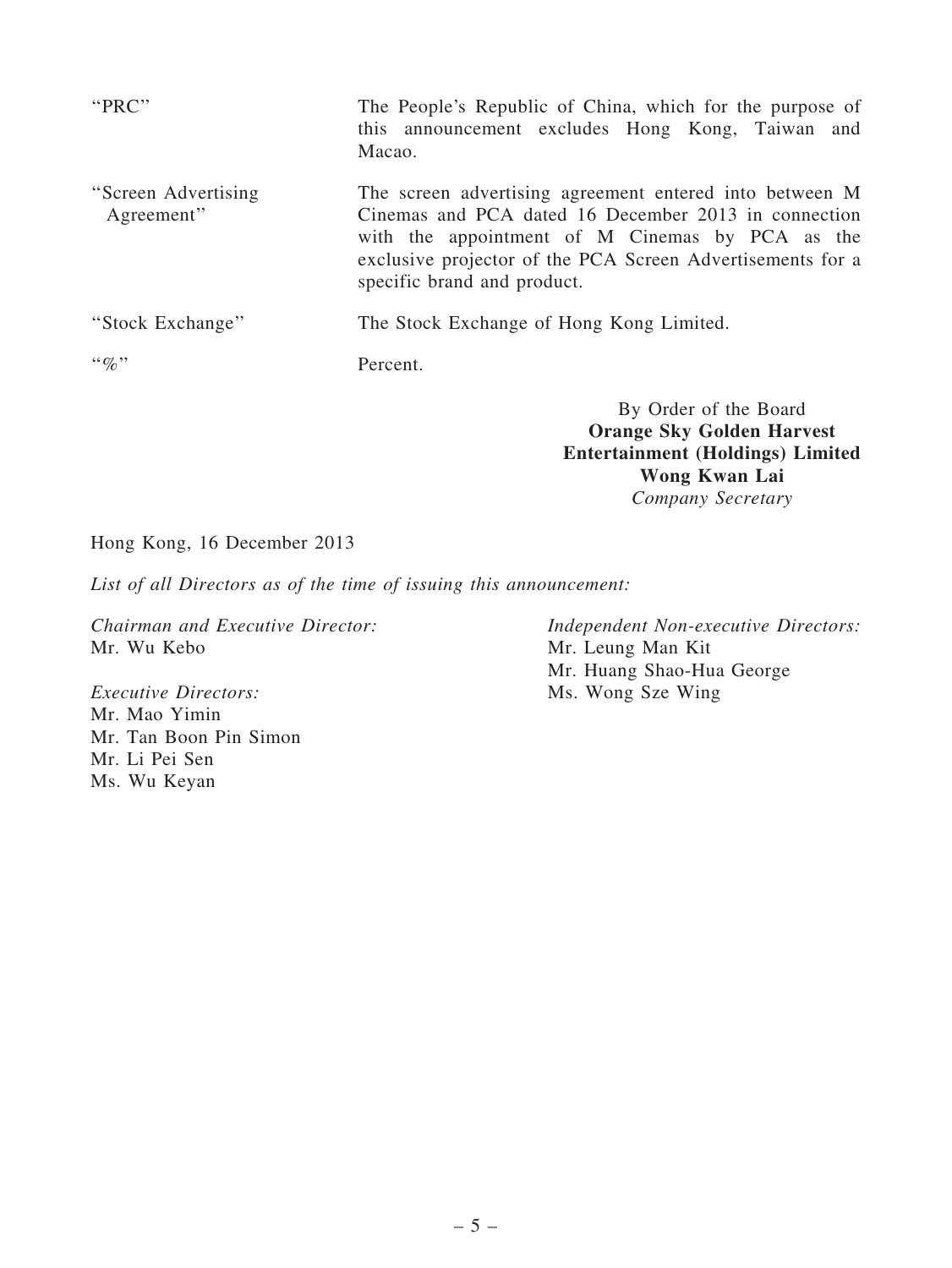| | |
|---|---|
| "PRC" | The People's Republic of China, which for the purpose of this announcement excludes Hong Kong, Taiwan and Macao. |
| "Screen Advertising Agreement" | The screen advertising agreement entered into between M Cinemas and PCA dated 16 December 2013 in connection with the appointment of M Cinemas by PCA as the exclusive projector of the PCA Screen Advertisements for a specific brand and product. |
| "Stock Exchange" | The Stock Exchange of Hong Kong Limited. |
| "%" | Percent. |

By Order of the Board
**Orange Sky Golden Harvest Entertainment (Holdings) Limited**
**Wong Kwan Lai**
*Company Secretary*

Hong Kong, 16 December 2013

*List of all Directors as of the time of issuing this announcement:*

*Chairman and Executive Director:*
Mr. Wu Kebo

*Executive Directors:*
Mr. Mao Yimin
Mr. Tan Boon Pin Simon
Mr. Li Pei Sen
Ms. Wu Keyan

*Independent Non-executive Directors:*
Mr. Leung Man Kit
Mr. Huang Shao-Hua George
Ms. Wong Sze Wing